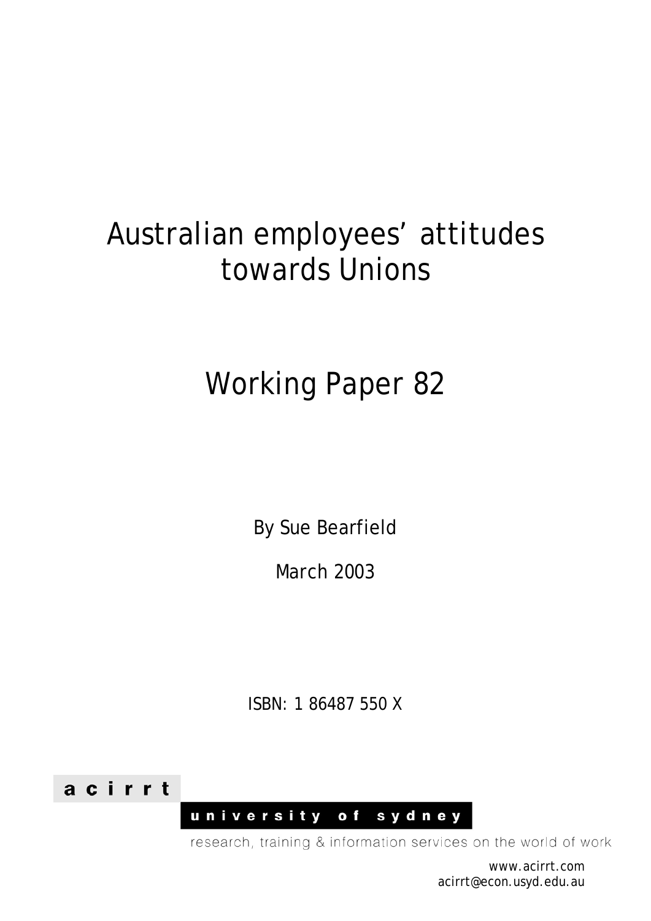# Australian employees' attitudes towards Unions

# Working Paper 82

By Sue Bearfield

March 2003

ISBN: 1 86487 550 X

acirrt

university of sydney

research, training & information services on the world of work

www.acirrt.com
acirrt@econ.usyd.edu.au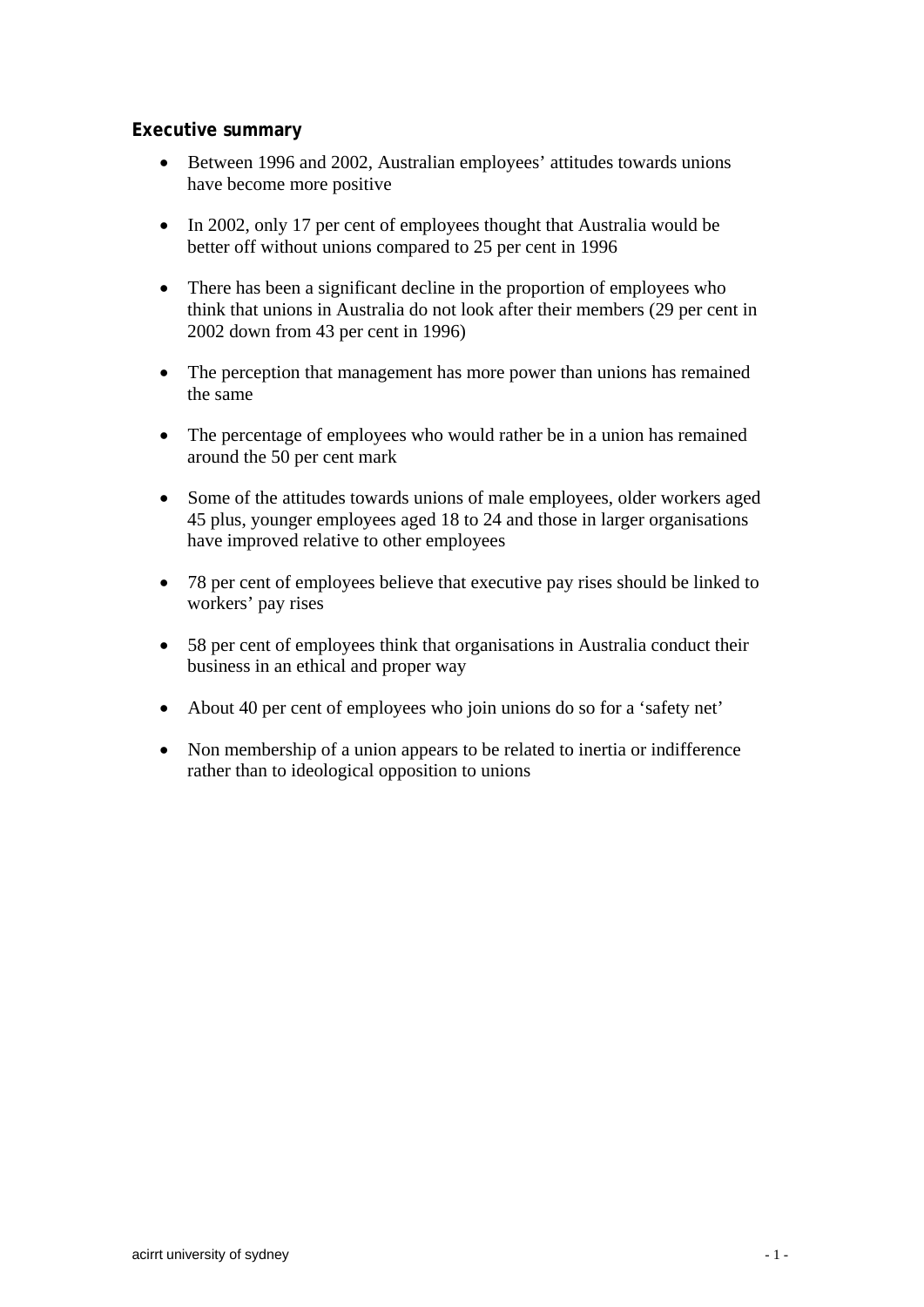## Executive summary

- Between 1996 and 2002, Australian employees' attitudes towards unions have become more positive
- In 2002, only 17 per cent of employees thought that Australia would be better off without unions compared to 25 per cent in 1996
- There has been a significant decline in the proportion of employees who think that unions in Australia do not look after their members (29 per cent in 2002 down from 43 per cent in 1996)
- The perception that management has more power than unions has remained the same
- The percentage of employees who would rather be in a union has remained around the 50 per cent mark
- Some of the attitudes towards unions of male employees, older workers aged 45 plus, younger employees aged 18 to 24 and those in larger organisations have improved relative to other employees
- 78 per cent of employees believe that executive pay rises should be linked to workers' pay rises
- 58 per cent of employees think that organisations in Australia conduct their business in an ethical and proper way
- About 40 per cent of employees who join unions do so for a 'safety net'
- Non membership of a union appears to be related to inertia or indifference rather than to ideological opposition to unions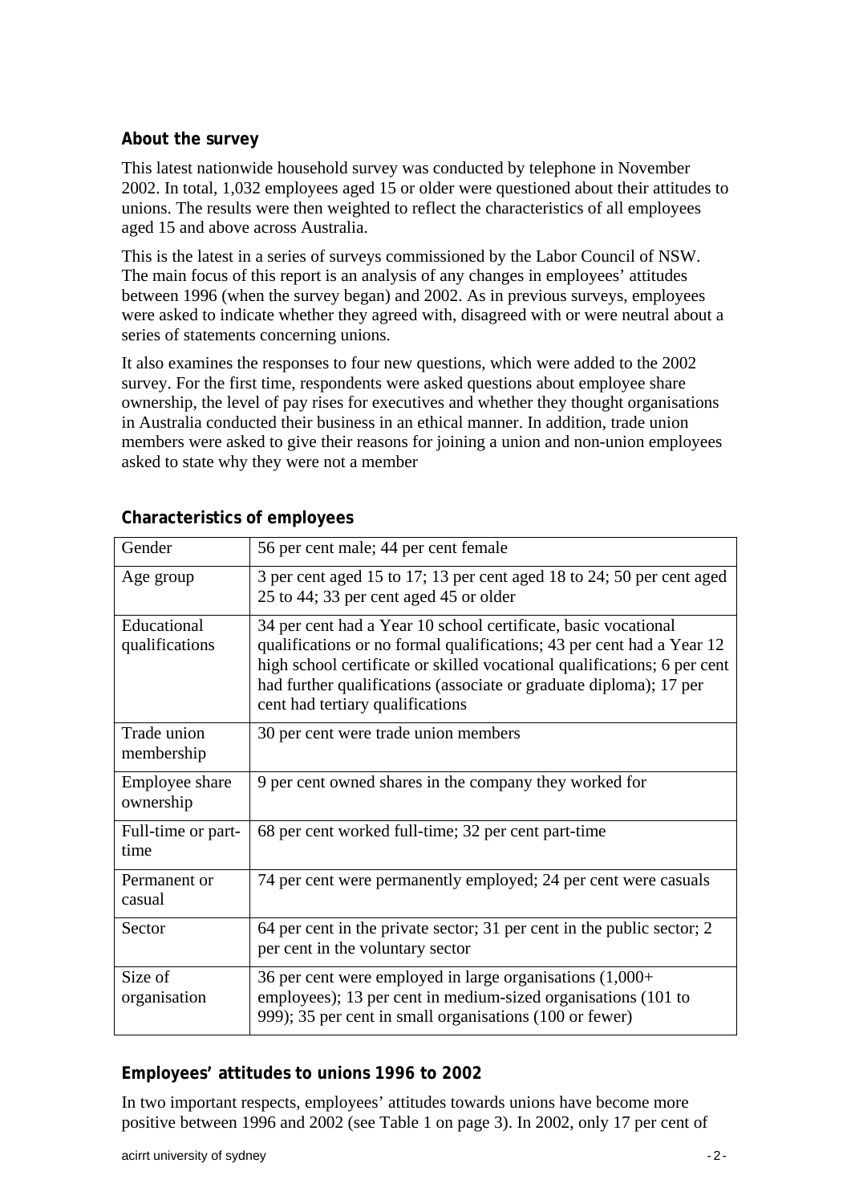### About the survey

This latest nationwide household survey was conducted by telephone in November 2002. In total, 1,032 employees aged 15 or older were questioned about their attitudes to unions. The results were then weighted to reflect the characteristics of all employees aged 15 and above across Australia.

This is the latest in a series of surveys commissioned by the Labor Council of NSW. The main focus of this report is an analysis of any changes in employees' attitudes between 1996 (when the survey began) and 2002. As in previous surveys, employees were asked to indicate whether they agreed with, disagreed with or were neutral about a series of statements concerning unions.

It also examines the responses to four new questions, which were added to the 2002 survey. For the first time, respondents were asked questions about employee share ownership, the level of pay rises for executives and whether they thought organisations in Australia conducted their business in an ethical manner. In addition, trade union members were asked to give their reasons for joining a union and non-union employees asked to state why they were not a member

### Characteristics of employees

| | |
|---|---|
| Gender | 56 per cent male; 44 per cent female |
| Age group | 3 per cent aged 15 to 17; 13 per cent aged 18 to 24; 50 per cent aged 25 to 44; 33 per cent aged 45 or older |
| Educational qualifications | 34 per cent had a Year 10 school certificate, basic vocational qualifications or no formal qualifications; 43 per cent had a Year 12 high school certificate or skilled vocational qualifications; 6 per cent had further qualifications (associate or graduate diploma); 17 per cent had tertiary qualifications |
| Trade union membership | 30 per cent were trade union members |
| Employee share ownership | 9 per cent owned shares in the company they worked for |
| Full-time or part-time | 68 per cent worked full-time; 32 per cent part-time |
| Permanent or casual | 74 per cent were permanently employed; 24 per cent were casuals |
| Sector | 64 per cent in the private sector; 31 per cent in the public sector; 2 per cent in the voluntary sector |
| Size of organisation | 36 per cent were employed in large organisations (1,000+ employees); 13 per cent in medium-sized organisations (101 to 999); 35 per cent in small organisations (100 or fewer) |

### Employees' attitudes to unions 1996 to 2002

In two important respects, employees' attitudes towards unions have become more positive between 1996 and 2002 (see Table 1 on page 3). In 2002, only 17 per cent of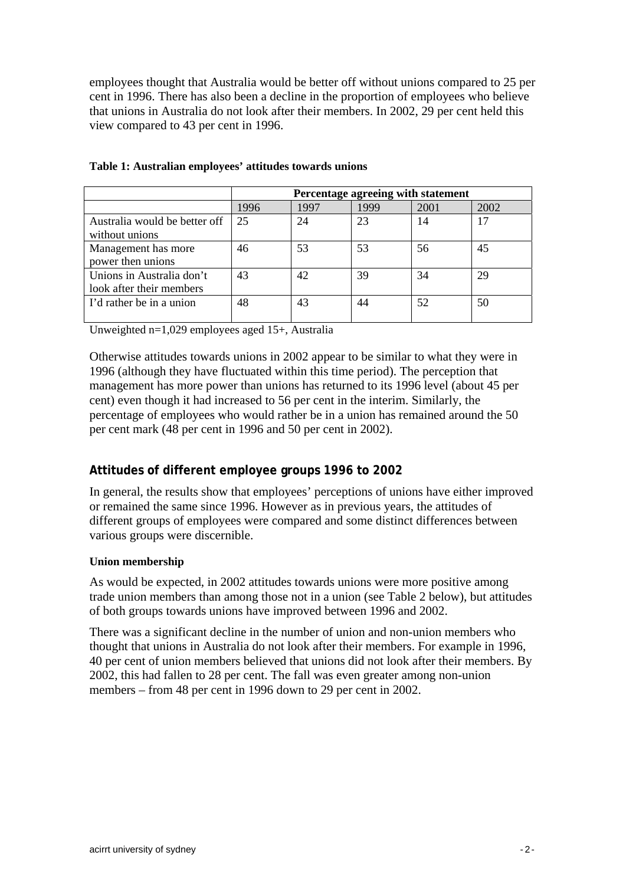employees thought that Australia would be better off without unions compared to 25 per cent in 1996. There has also been a decline in the proportion of employees who believe that unions in Australia do not look after their members. In 2002, 29 per cent held this view compared to 43 per cent in 1996.

**Table 1: Australian employees' attitudes towards unions**

| | Percentage agreeing with statement | | | | |
|---|---|---|---|---|---|
| | 1996 | 1997 | 1999 | 2001 | 2002 |
| Australia would be better off without unions | 25 | 24 | 23 | 14 | 17 |
| Management has more power then unions | 46 | 53 | 53 | 56 | 45 |
| Unions in Australia don't look after their members | 43 | 42 | 39 | 34 | 29 |
| I'd rather be in a union | 48 | 43 | 44 | 52 | 50 |

Unweighted n=1,029 employees aged 15+, Australia

Otherwise attitudes towards unions in 2002 appear to be similar to what they were in 1996 (although they have fluctuated within this time period). The perception that management has more power than unions has returned to its 1996 level (about 45 per cent) even though it had increased to 56 per cent in the interim. Similarly, the percentage of employees who would rather be in a union has remained around the 50 per cent mark (48 per cent in 1996 and 50 per cent in 2002).

## Attitudes of different employee groups 1996 to 2002

In general, the results show that employees' perceptions of unions have either improved or remained the same since 1996. However as in previous years, the attitudes of different groups of employees were compared and some distinct differences between various groups were discernible.

### Union membership

As would be expected, in 2002 attitudes towards unions were more positive among trade union members than among those not in a union (see Table 2 below), but attitudes of both groups towards unions have improved between 1996 and 2002.

There was a significant decline in the number of union and non-union members who thought that unions in Australia do not look after their members. For example in 1996, 40 per cent of union members believed that unions did not look after their members. By 2002, this had fallen to 28 per cent. The fall was even greater among non-union members – from 48 per cent in 1996 down to 29 per cent in 2002.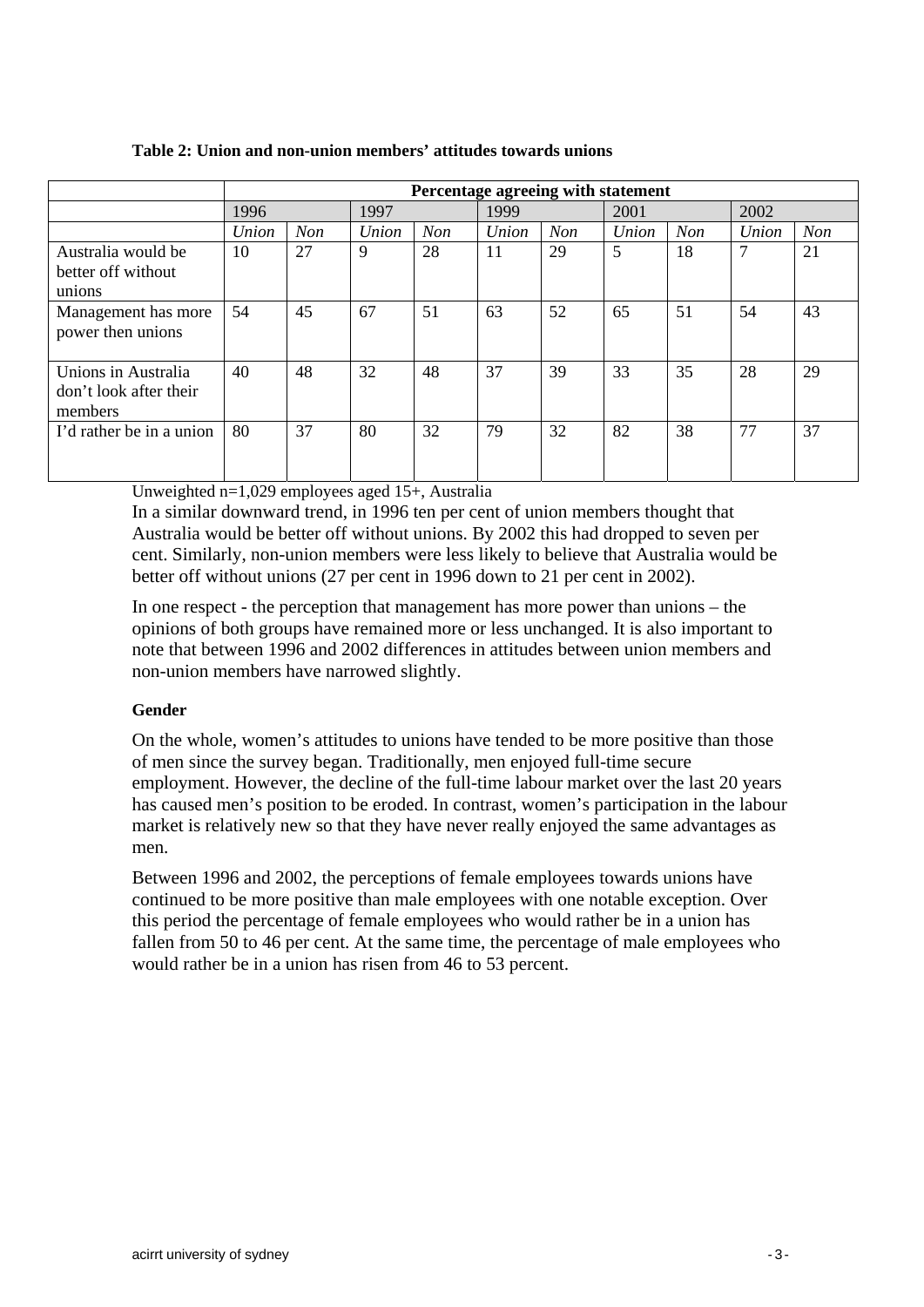**Table 2: Union and non-union members' attitudes towards unions**

| | Percentage agreeing with statement | | | | | | | | | |
|---|---|---|---|---|---|---|---|---|---|---|
| | 1996 | | 1997 | | 1999 | | 2001 | | 2002 | |
| | *Union* | *Non* | *Union* | *Non* | *Union* | *Non* | *Union* | *Non* | *Union* | *Non* |
| Australia would be better off without unions | 10 | 27 | 9 | 28 | 11 | 29 | 5 | 18 | 7 | 21 |
| Management has more power then unions | 54 | 45 | 67 | 51 | 63 | 52 | 65 | 51 | 54 | 43 |
| Unions in Australia don't look after their members | 40 | 48 | 32 | 48 | 37 | 39 | 33 | 35 | 28 | 29 |
| I'd rather be in a union | 80 | 37 | 80 | 32 | 79 | 32 | 82 | 38 | 77 | 37 |

Unweighted n=1,029 employees aged 15+, Australia

In a similar downward trend, in 1996 ten per cent of union members thought that Australia would be better off without unions. By 2002 this had dropped to seven per cent. Similarly, non-union members were less likely to believe that Australia would be better off without unions (27 per cent in 1996 down to 21 per cent in 2002).

In one respect - the perception that management has more power than unions – the opinions of both groups have remained more or less unchanged. It is also important to note that between 1996 and 2002 differences in attitudes between union members and non-union members have narrowed slightly.

**Gender**

On the whole, women's attitudes to unions have tended to be more positive than those of men since the survey began. Traditionally, men enjoyed full-time secure employment. However, the decline of the full-time labour market over the last 20 years has caused men's position to be eroded. In contrast, women's participation in the labour market is relatively new so that they have never really enjoyed the same advantages as men.

Between 1996 and 2002, the perceptions of female employees towards unions have continued to be more positive than male employees with one notable exception. Over this period the percentage of female employees who would rather be in a union has fallen from 50 to 46 per cent. At the same time, the percentage of male employees who would rather be in a union has risen from 46 to 53 percent.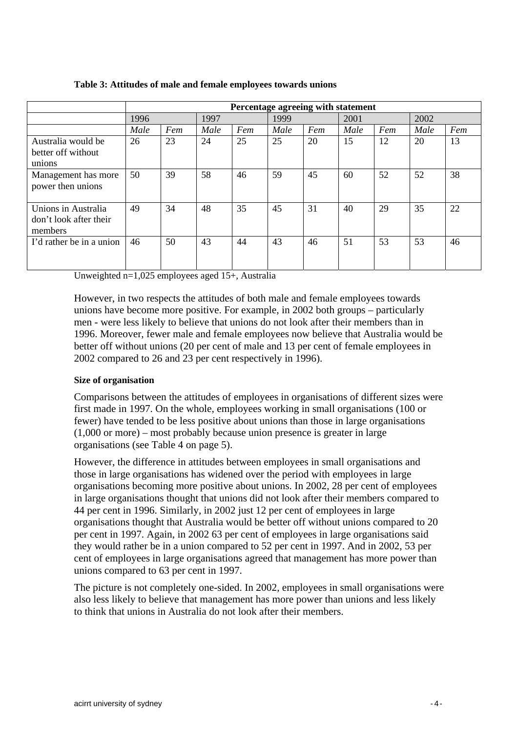**Table 3: Attitudes of male and female employees towards unions**

| | Percentage agreeing with statement | | | | | | | | | |
|---|---|---|---|---|---|---|---|---|---|---|
| | 1996 | | 1997 | | 1999 | | 2001 | | 2002 | |
| | *Male* | *Fem* | *Male* | *Fem* | *Male* | *Fem* | *Male* | *Fem* | *Male* | *Fem* |
| Australia would be better off without unions | 26 | 23 | 24 | 25 | 25 | 20 | 15 | 12 | 20 | 13 |
| Management has more power then unions | 50 | 39 | 58 | 46 | 59 | 45 | 60 | 52 | 52 | 38 |
| Unions in Australia don't look after their members | 49 | 34 | 48 | 35 | 45 | 31 | 40 | 29 | 35 | 22 |
| I'd rather be in a union | 46 | 50 | 43 | 44 | 43 | 46 | 51 | 53 | 53 | 46 |

Unweighted n=1,025 employees aged 15+, Australia

However, in two respects the attitudes of both male and female employees towards unions have become more positive. For example, in 2002 both groups – particularly men - were less likely to believe that unions do not look after their members than in 1996. Moreover, fewer male and female employees now believe that Australia would be better off without unions (20 per cent of male and 13 per cent of female employees in 2002 compared to 26 and 23 per cent respectively in 1996).

#### Size of organisation

Comparisons between the attitudes of employees in organisations of different sizes were first made in 1997. On the whole, employees working in small organisations (100 or fewer) have tended to be less positive about unions than those in large organisations (1,000 or more) – most probably because union presence is greater in large organisations (see Table 4 on page 5).

However, the difference in attitudes between employees in small organisations and those in large organisations has widened over the period with employees in large organisations becoming more positive about unions. In 2002, 28 per cent of employees in large organisations thought that unions did not look after their members compared to 44 per cent in 1996. Similarly, in 2002 just 12 per cent of employees in large organisations thought that Australia would be better off without unions compared to 20 per cent in 1997. Again, in 2002 63 per cent of employees in large organisations said they would rather be in a union compared to 52 per cent in 1997. And in 2002, 53 per cent of employees in large organisations agreed that management has more power than unions compared to 63 per cent in 1997.

The picture is not completely one-sided. In 2002, employees in small organisations were also less likely to believe that management has more power than unions and less likely to think that unions in Australia do not look after their members.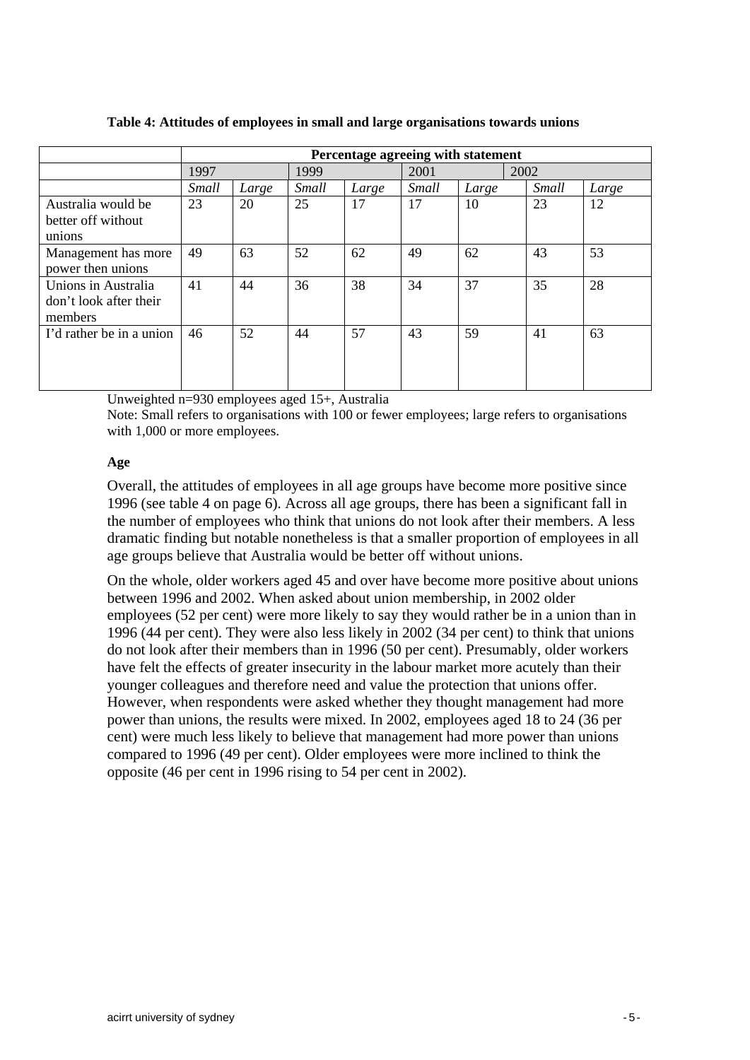**Table 4: Attitudes of employees in small and large organisations towards unions**

| | Percentage agreeing with statement | | | | | | | |
|---|---|---|---|---|---|---|---|---|
| | 1997 | | 1999 | | 2001 | | 2002 | |
| | *Small* | *Large* | *Small* | *Large* | *Small* | *Large* | *Small* | *Large* |
| Australia would be better off without unions | 23 | 20 | 25 | 17 | 17 | 10 | 23 | 12 |
| Management has more power then unions | 49 | 63 | 52 | 62 | 49 | 62 | 43 | 53 |
| Unions in Australia don't look after their members | 41 | 44 | 36 | 38 | 34 | 37 | 35 | 28 |
| I'd rather be in a union | 46 | 52 | 44 | 57 | 43 | 59 | 41 | 63 |

Unweighted n=930 employees aged 15+, Australia

Note: Small refers to organisations with 100 or fewer employees; large refers to organisations with 1,000 or more employees.

**Age**

Overall, the attitudes of employees in all age groups have become more positive since 1996 (see table 4 on page 6). Across all age groups, there has been a significant fall in the number of employees who think that unions do not look after their members. A less dramatic finding but notable nonetheless is that a smaller proportion of employees in all age groups believe that Australia would be better off without unions.

On the whole, older workers aged 45 and over have become more positive about unions between 1996 and 2002. When asked about union membership, in 2002 older employees (52 per cent) were more likely to say they would rather be in a union than in 1996 (44 per cent). They were also less likely in 2002 (34 per cent) to think that unions do not look after their members than in 1996 (50 per cent). Presumably, older workers have felt the effects of greater insecurity in the labour market more acutely than their younger colleagues and therefore need and value the protection that unions offer. However, when respondents were asked whether they thought management had more power than unions, the results were mixed. In 2002, employees aged 18 to 24 (36 per cent) were much less likely to believe that management had more power than unions compared to 1996 (49 per cent). Older employees were more inclined to think the opposite (46 per cent in 1996 rising to 54 per cent in 2002).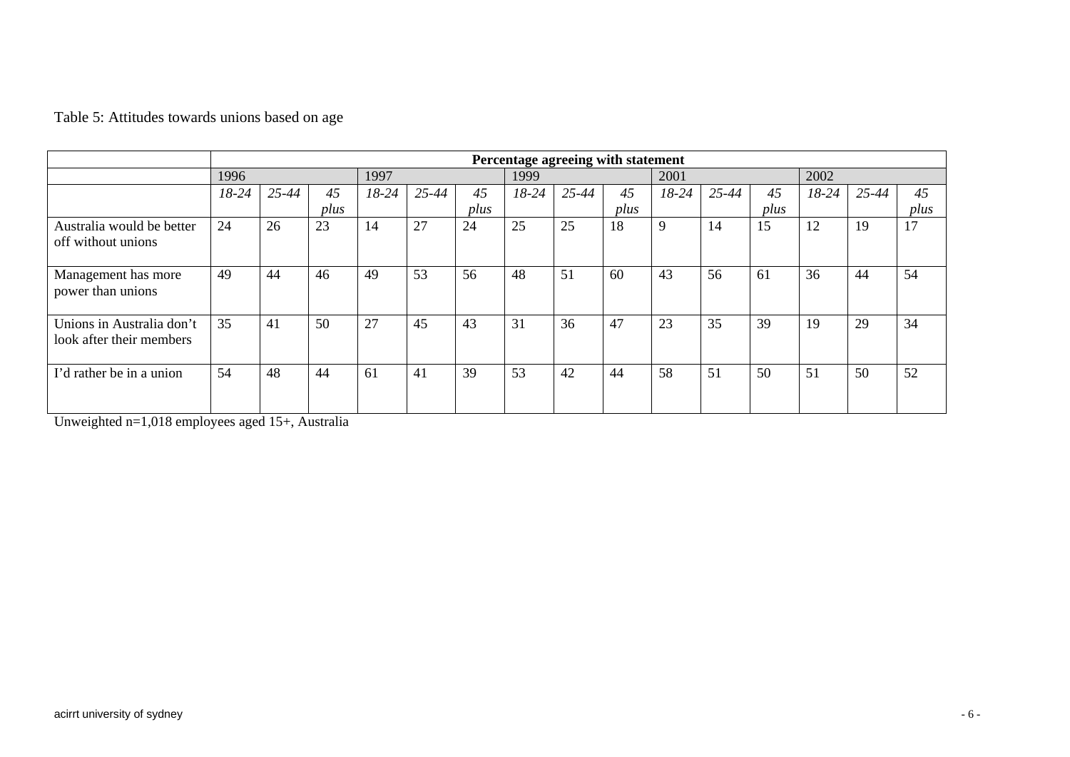Table 5: Attitudes towards unions based on age

| | Percentage agreeing with statement | | | | | | | | | | | | | | |
|---|---|---|---|---|---|---|---|---|---|---|---|---|---|---|---|
| | 1996 | | | 1997 | | | 1999 | | | 2001 | | | 2002 | | |
| | *18-24* | *25-44* | *45 plus* | *18-24* | *25-44* | *45 plus* | *18-24* | *25-44* | *45 plus* | *18-24* | *25-44* | *45 plus* | *18-24* | *25-44* | *45 plus* |
| Australia would be better off without unions | 24 | 26 | 23 | 14 | 27 | 24 | 25 | 25 | 18 | 9 | 14 | 15 | 12 | 19 | 17 |
| Management has more power than unions | 49 | 44 | 46 | 49 | 53 | 56 | 48 | 51 | 60 | 43 | 56 | 61 | 36 | 44 | 54 |
| Unions in Australia don't look after their members | 35 | 41 | 50 | 27 | 45 | 43 | 31 | 36 | 47 | 23 | 35 | 39 | 19 | 29 | 34 |
| I'd rather be in a union | 54 | 48 | 44 | 61 | 41 | 39 | 53 | 42 | 44 | 58 | 51 | 50 | 51 | 50 | 52 |

Unweighted n=1,018 employees aged 15+, Australia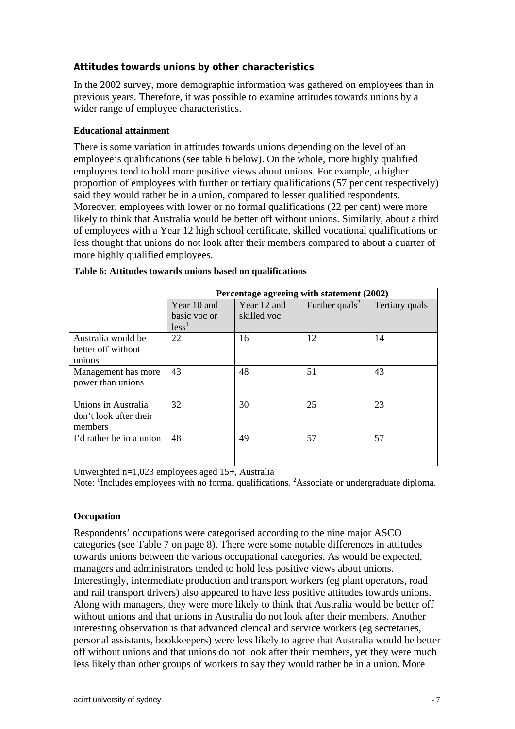### Attitudes towards unions by other characteristics

In the 2002 survey, more demographic information was gathered on employees than in previous years. Therefore, it was possible to examine attitudes towards unions by a wider range of employee characteristics.

#### Educational attainment

There is some variation in attitudes towards unions depending on the level of an employee's qualifications (see table 6 below). On the whole, more highly qualified employees tend to hold more positive views about unions. For example, a higher proportion of employees with further or tertiary qualifications (57 per cent respectively) said they would rather be in a union, compared to lesser qualified respondents. Moreover, employees with lower or no formal qualifications (22 per cent) were more likely to think that Australia would be better off without unions. Similarly, about a third of employees with a Year 12 high school certificate, skilled vocational qualifications or less thought that unions do not look after their members compared to about a quarter of more highly qualified employees.

**Table 6: Attitudes towards unions based on qualifications**

| | Percentage agreeing with statement (2002) | | | |
|---|---|---|---|---|
| | Year 10 and basic voc or less[1] | Year 12 and skilled voc | Further quals[2] | Tertiary quals |
| Australia would be better off without unions | 22 | 16 | 12 | 14 |
| Management has more power than unions | 43 | 48 | 51 | 43 |
| Unions in Australia don't look after their members | 32 | 30 | 25 | 23 |
| I'd rather be in a union | 48 | 49 | 57 | 57 |

Unweighted n=1,023 employees aged 15+, Australia

Note: [1]Includes employees with no formal qualifications. [2]Associate or undergraduate diploma.

#### Occupation

Respondents' occupations were categorised according to the nine major ASCO categories (see Table 7 on page 8). There were some notable differences in attitudes towards unions between the various occupational categories. As would be expected, managers and administrators tended to hold less positive views about unions. Interestingly, intermediate production and transport workers (eg plant operators, road and rail transport drivers) also appeared to have less positive attitudes towards unions. Along with managers, they were more likely to think that Australia would be better off without unions and that unions in Australia do not look after their members. Another interesting observation is that advanced clerical and service workers (eg secretaries, personal assistants, bookkeepers) were less likely to agree that Australia would be better off without unions and that unions do not look after their members, yet they were much less likely than other groups of workers to say they would rather be in a union. More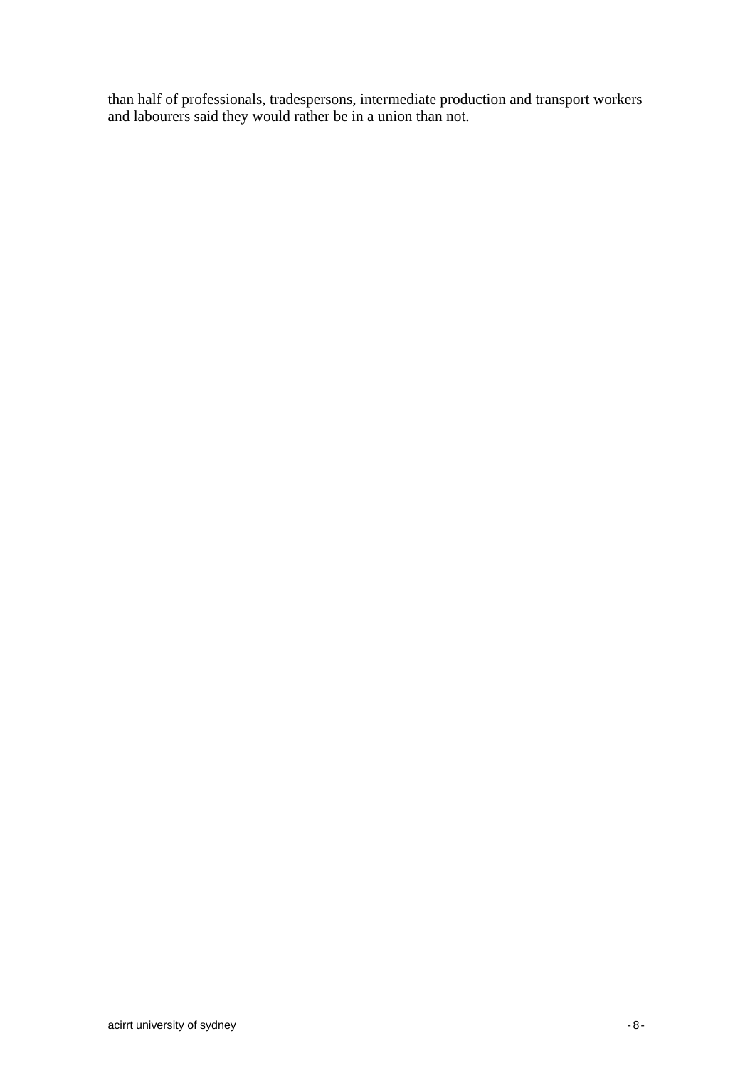than half of professionals, tradespersons, intermediate production and transport workers and labourers said they would rather be in a union than not.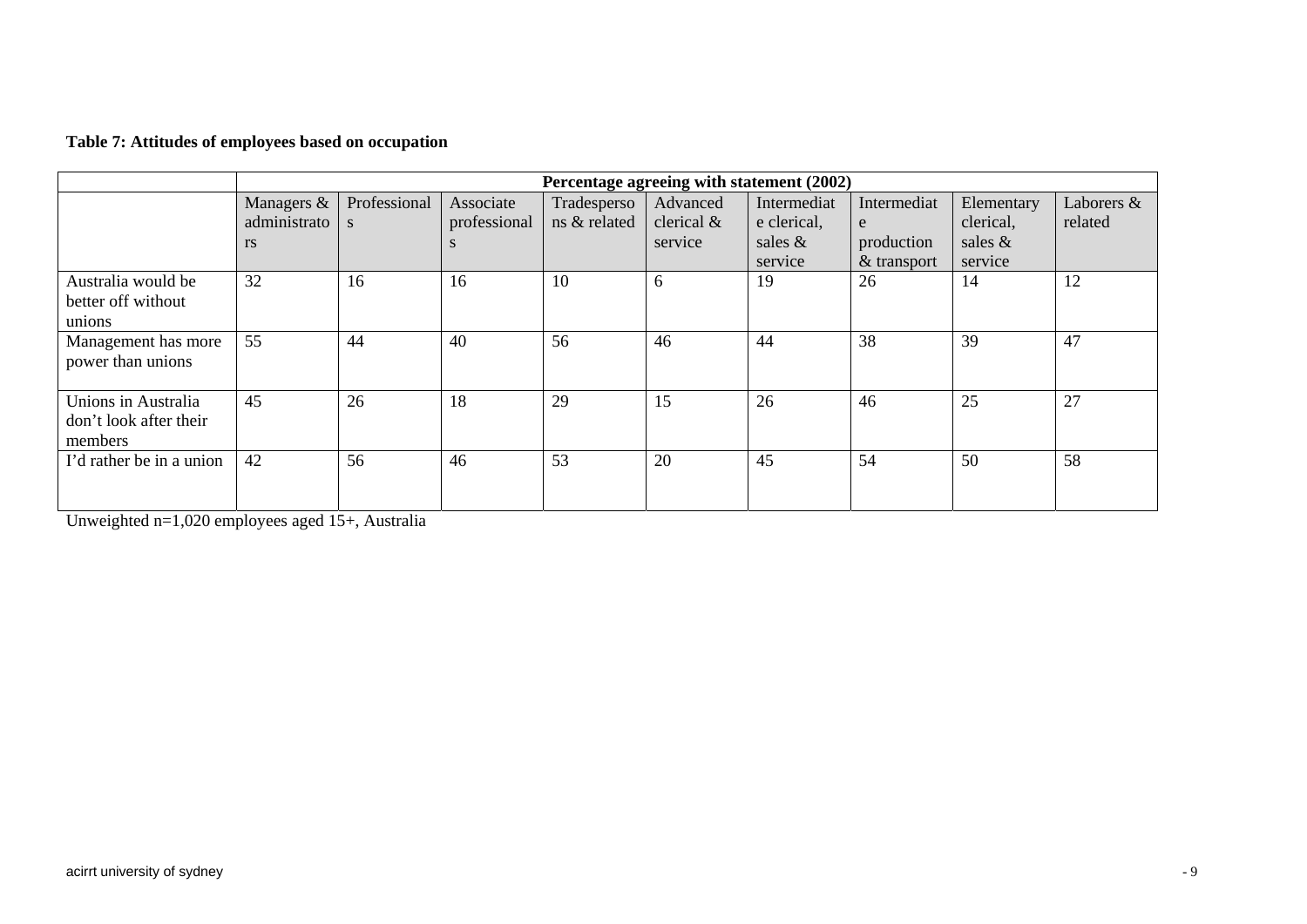**Table 7: Attitudes of employees based on occupation**

| | Percentage agreeing with statement (2002) | | | | | | | | |
|---|---|---|---|---|---|---|---|---|---|
| | Managers & administrators | Professionals | Associate professionals | Tradespersons & related | Advanced clerical & service | Intermediate clerical, sales & service | Intermediate production & transport | Elementary clerical, sales & service | Laborers & related |
| Australia would be better off without unions | 32 | 16 | 16 | 10 | 6 | 19 | 26 | 14 | 12 |
| Management has more power than unions | 55 | 44 | 40 | 56 | 46 | 44 | 38 | 39 | 47 |
| Unions in Australia don't look after their members | 45 | 26 | 18 | 29 | 15 | 26 | 46 | 25 | 27 |
| I'd rather be in a union | 42 | 56 | 46 | 53 | 20 | 45 | 54 | 50 | 58 |

Unweighted n=1,020 employees aged 15+, Australia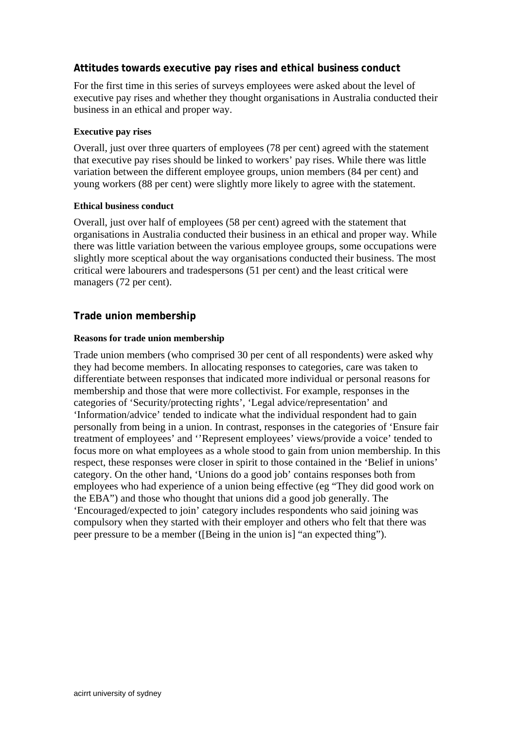## Attitudes towards executive pay rises and ethical business conduct

For the first time in this series of surveys employees were asked about the level of executive pay rises and whether they thought organisations in Australia conducted their business in an ethical and proper way.

### Executive pay rises

Overall, just over three quarters of employees (78 per cent) agreed with the statement that executive pay rises should be linked to workers' pay rises. While there was little variation between the different employee groups, union members (84 per cent) and young workers (88 per cent) were slightly more likely to agree with the statement.

### Ethical business conduct

Overall, just over half of employees (58 per cent) agreed with the statement that organisations in Australia conducted their business in an ethical and proper way. While there was little variation between the various employee groups, some occupations were slightly more sceptical about the way organisations conducted their business. The most critical were labourers and tradespersons (51 per cent) and the least critical were managers (72 per cent).

## Trade union membership

### Reasons for trade union membership

Trade union members (who comprised 30 per cent of all respondents) were asked why they had become members. In allocating responses to categories, care was taken to differentiate between responses that indicated more individual or personal reasons for membership and those that were more collectivist. For example, responses in the categories of 'Security/protecting rights', 'Legal advice/representation' and 'Information/advice' tended to indicate what the individual respondent had to gain personally from being in a union. In contrast, responses in the categories of 'Ensure fair treatment of employees' and ''Represent employees' views/provide a voice' tended to focus more on what employees as a whole stood to gain from union membership. In this respect, these responses were closer in spirit to those contained in the 'Belief in unions' category. On the other hand, 'Unions do a good job' contains responses both from employees who had experience of a union being effective (eg "They did good work on the EBA") and those who thought that unions did a good job generally. The 'Encouraged/expected to join' category includes respondents who said joining was compulsory when they started with their employer and others who felt that there was peer pressure to be a member ([Being in the union is] "an expected thing").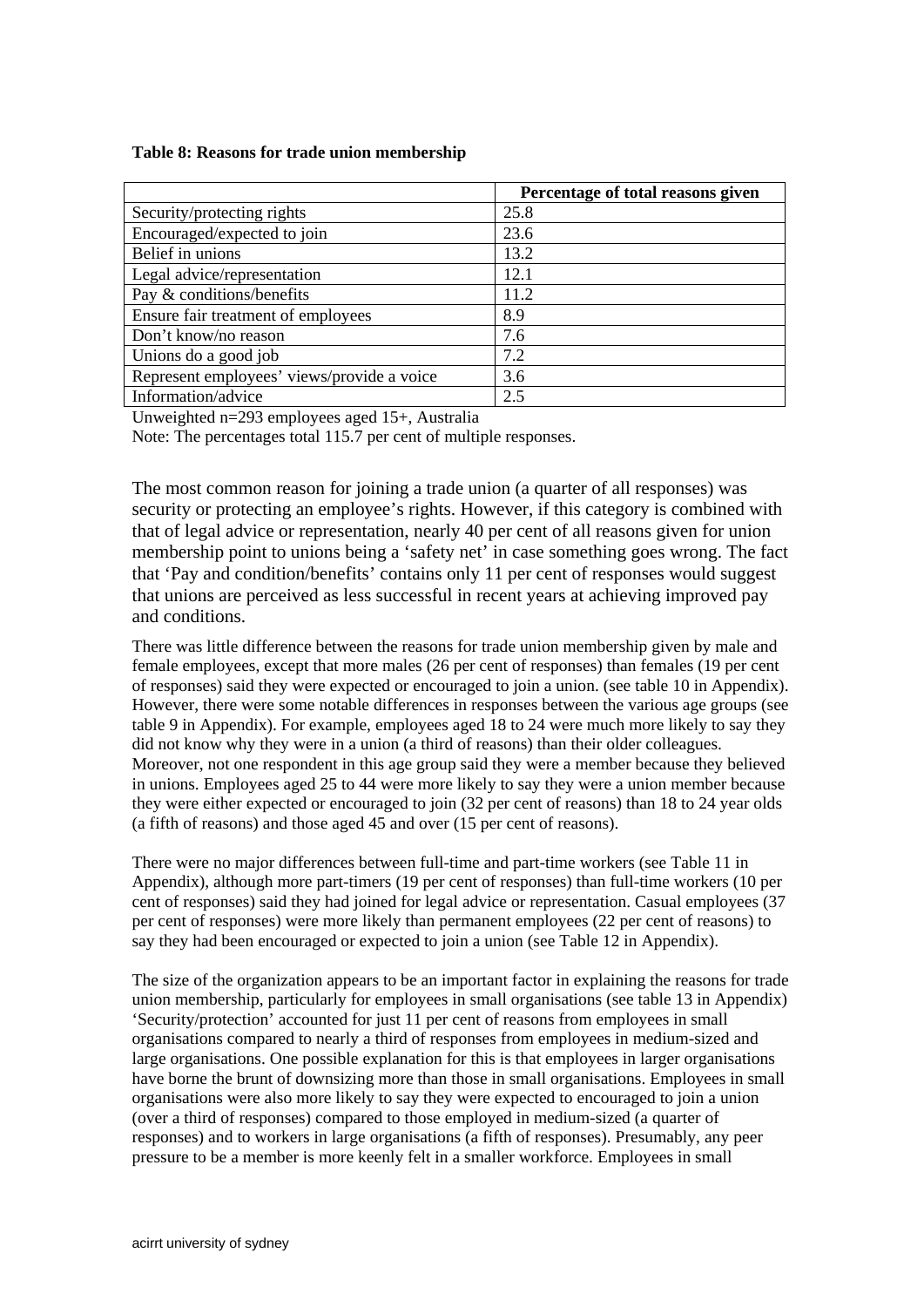**Table 8: Reasons for trade union membership**

| | Percentage of total reasons given |
|---|---|
| Security/protecting rights | 25.8 |
| Encouraged/expected to join | 23.6 |
| Belief in unions | 13.2 |
| Legal advice/representation | 12.1 |
| Pay & conditions/benefits | 11.2 |
| Ensure fair treatment of employees | 8.9 |
| Don't know/no reason | 7.6 |
| Unions do a good job | 7.2 |
| Represent employees' views/provide a voice | 3.6 |
| Information/advice | 2.5 |

Unweighted n=293 employees aged 15+, Australia

Note: The percentages total 115.7 per cent of multiple responses.

The most common reason for joining a trade union (a quarter of all responses) was security or protecting an employee's rights. However, if this category is combined with that of legal advice or representation, nearly 40 per cent of all reasons given for union membership point to unions being a 'safety net' in case something goes wrong. The fact that 'Pay and condition/benefits' contains only 11 per cent of responses would suggest that unions are perceived as less successful in recent years at achieving improved pay and conditions.

There was little difference between the reasons for trade union membership given by male and female employees, except that more males (26 per cent of responses) than females (19 per cent of responses) said they were expected or encouraged to join a union. (see table 10 in Appendix). However, there were some notable differences in responses between the various age groups (see table 9 in Appendix). For example, employees aged 18 to 24 were much more likely to say they did not know why they were in a union (a third of reasons) than their older colleagues. Moreover, not one respondent in this age group said they were a member because they believed in unions. Employees aged 25 to 44 were more likely to say they were a union member because they were either expected or encouraged to join (32 per cent of reasons) than 18 to 24 year olds (a fifth of reasons) and those aged 45 and over (15 per cent of reasons).

There were no major differences between full-time and part-time workers (see Table 11 in Appendix), although more part-timers (19 per cent of responses) than full-time workers (10 per cent of responses) said they had joined for legal advice or representation. Casual employees (37 per cent of responses) were more likely than permanent employees (22 per cent of reasons) to say they had been encouraged or expected to join a union (see Table 12 in Appendix).

The size of the organization appears to be an important factor in explaining the reasons for trade union membership, particularly for employees in small organisations (see table 13 in Appendix) 'Security/protection' accounted for just 11 per cent of reasons from employees in small organisations compared to nearly a third of responses from employees in medium-sized and large organisations. One possible explanation for this is that employees in larger organisations have borne the brunt of downsizing more than those in small organisations. Employees in small organisations were also more likely to say they were expected to encouraged to join a union (over a third of responses) compared to those employed in medium-sized (a quarter of responses) and to workers in large organisations (a fifth of responses). Presumably, any peer pressure to be a member is more keenly felt in a smaller workforce. Employees in small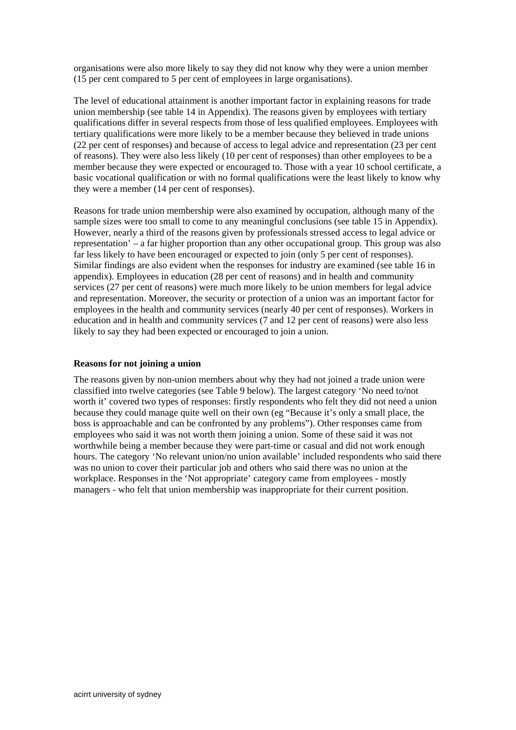organisations were also more likely to say they did not know why they were a union member (15 per cent compared to 5 per cent of employees in large organisations).

The level of educational attainment is another important factor in explaining reasons for trade union membership (see table 14 in Appendix). The reasons given by employees with tertiary qualifications differ in several respects from those of less qualified employees. Employees with tertiary qualifications were more likely to be a member because they believed in trade unions (22 per cent of responses) and because of access to legal advice and representation (23 per cent of reasons). They were also less likely (10 per cent of responses) than other employees to be a member because they were expected or encouraged to. Those with a year 10 school certificate, a basic vocational qualification or with no formal qualifications were the least likely to know why they were a member (14 per cent of responses).

Reasons for trade union membership were also examined by occupation, although many of the sample sizes were too small to come to any meaningful conclusions (see table 15 in Appendix). However, nearly a third of the reasons given by professionals stressed access to legal advice or representation' – a far higher proportion than any other occupational group. This group was also far less likely to have been encouraged or expected to join (only 5 per cent of responses). Similar findings are also evident when the responses for industry are examined (see table 16 in appendix). Employees in education (28 per cent of reasons) and in health and community services (27 per cent of reasons) were much more likely to be union members for legal advice and representation. Moreover, the security or protection of a union was an important factor for employees in the health and community services (nearly 40 per cent of responses). Workers in education and in health and community services (7 and 12 per cent of reasons) were also less likely to say they had been expected or encouraged to join a union.

**Reasons for not joining a union**

The reasons given by non-union members about why they had not joined a trade union were classified into twelve categories (see Table 9 below). The largest category 'No need to/not worth it' covered two types of responses: firstly respondents who felt they did not need a union because they could manage quite well on their own (eg "Because it's only a small place, the boss is approachable and can be confronted by any problems"). Other responses came from employees who said it was not worth them joining a union. Some of these said it was not worthwhile being a member because they were part-time or casual and did not work enough hours. The category 'No relevant union/no union available' included respondents who said there was no union to cover their particular job and others who said there was no union at the workplace. Responses in the 'Not appropriate' category came from employees - mostly managers - who felt that union membership was inappropriate for their current position.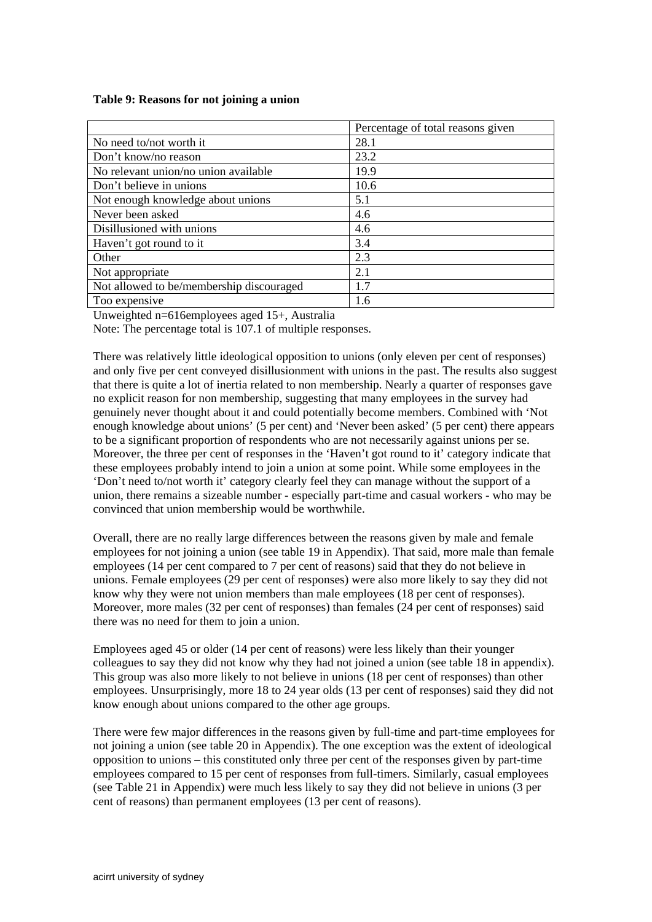**Table 9: Reasons for not joining a union**

| | Percentage of total reasons given |
|---|---|
| No need to/not worth it | 28.1 |
| Don't know/no reason | 23.2 |
| No relevant union/no union available | 19.9 |
| Don't believe in unions | 10.6 |
| Not enough knowledge about unions | 5.1 |
| Never been asked | 4.6 |
| Disillusioned with unions | 4.6 |
| Haven't got round to it | 3.4 |
| Other | 2.3 |
| Not appropriate | 2.1 |
| Not allowed to be/membership discouraged | 1.7 |
| Too expensive | 1.6 |

Unweighted n=616employees aged 15+, Australia

Note: The percentage total is 107.1 of multiple responses.

There was relatively little ideological opposition to unions (only eleven per cent of responses) and only five per cent conveyed disillusionment with unions in the past. The results also suggest that there is quite a lot of inertia related to non membership. Nearly a quarter of responses gave no explicit reason for non membership, suggesting that many employees in the survey had genuinely never thought about it and could potentially become members. Combined with 'Not enough knowledge about unions' (5 per cent) and 'Never been asked' (5 per cent) there appears to be a significant proportion of respondents who are not necessarily against unions per se. Moreover, the three per cent of responses in the 'Haven't got round to it' category indicate that these employees probably intend to join a union at some point. While some employees in the 'Don't need to/not worth it' category clearly feel they can manage without the support of a union, there remains a sizeable number - especially part-time and casual workers - who may be convinced that union membership would be worthwhile.

Overall, there are no really large differences between the reasons given by male and female employees for not joining a union (see table 19 in Appendix). That said, more male than female employees (14 per cent compared to 7 per cent of reasons) said that they do not believe in unions. Female employees (29 per cent of responses) were also more likely to say they did not know why they were not union members than male employees (18 per cent of responses). Moreover, more males (32 per cent of responses) than females (24 per cent of responses) said there was no need for them to join a union.

Employees aged 45 or older (14 per cent of reasons) were less likely than their younger colleagues to say they did not know why they had not joined a union (see table 18 in appendix). This group was also more likely to not believe in unions (18 per cent of responses) than other employees. Unsurprisingly, more 18 to 24 year olds (13 per cent of responses) said they did not know enough about unions compared to the other age groups.

There were few major differences in the reasons given by full-time and part-time employees for not joining a union (see table 20 in Appendix). The one exception was the extent of ideological opposition to unions – this constituted only three per cent of the responses given by part-time employees compared to 15 per cent of responses from full-timers. Similarly, casual employees (see Table 21 in Appendix) were much less likely to say they did not believe in unions (3 per cent of reasons) than permanent employees (13 per cent of reasons).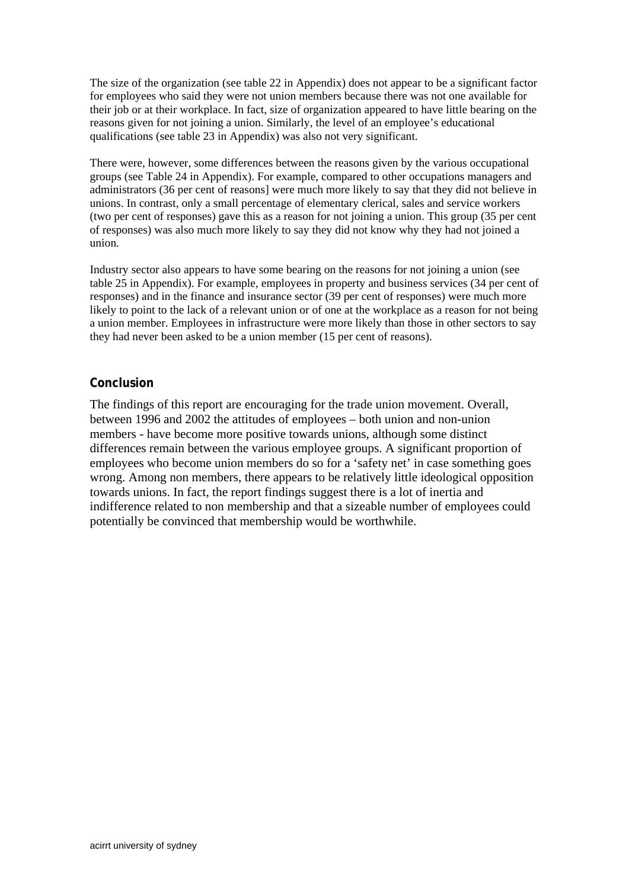The size of the organization (see table 22 in Appendix) does not appear to be a significant factor for employees who said they were not union members because there was not one available for their job or at their workplace. In fact, size of organization appeared to have little bearing on the reasons given for not joining a union. Similarly, the level of an employee's educational qualifications (see table 23 in Appendix) was also not very significant.

There were, however, some differences between the reasons given by the various occupational groups (see Table 24 in Appendix). For example, compared to other occupations managers and administrators (36 per cent of reasons] were much more likely to say that they did not believe in unions. In contrast, only a small percentage of elementary clerical, sales and service workers (two per cent of responses) gave this as a reason for not joining a union. This group (35 per cent of responses) was also much more likely to say they did not know why they had not joined a union.

Industry sector also appears to have some bearing on the reasons for not joining a union (see table 25 in Appendix). For example, employees in property and business services (34 per cent of responses) and in the finance and insurance sector (39 per cent of responses) were much more likely to point to the lack of a relevant union or of one at the workplace as a reason for not being a union member. Employees in infrastructure were more likely than those in other sectors to say they had never been asked to be a union member (15 per cent of reasons).

## Conclusion

The findings of this report are encouraging for the trade union movement. Overall, between 1996 and 2002 the attitudes of employees – both union and non-union members - have become more positive towards unions, although some distinct differences remain between the various employee groups. A significant proportion of employees who become union members do so for a 'safety net' in case something goes wrong. Among non members, there appears to be relatively little ideological opposition towards unions. In fact, the report findings suggest there is a lot of inertia and indifference related to non membership and that a sizeable number of employees could potentially be convinced that membership would be worthwhile.